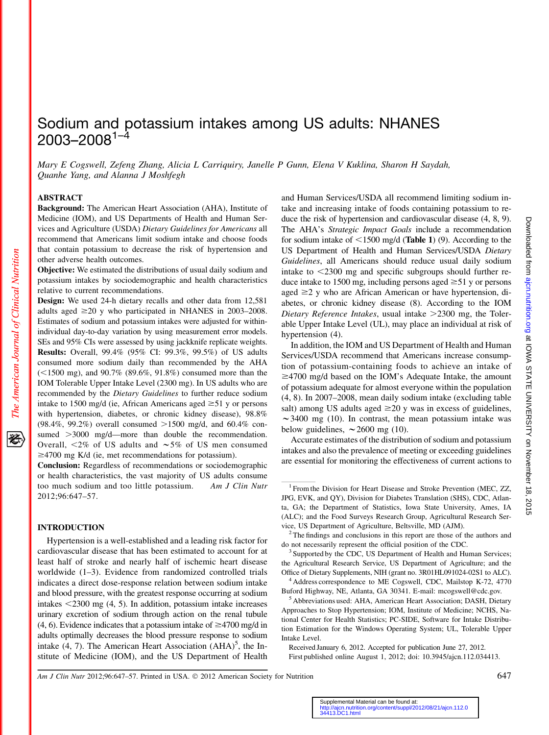# Sodium and potassium intakes among US adults: NHANES 2003–2008[1–4]

*Mary E Cogswell, Zefeng Zhang, Alicia L Carriquiry, Janelle P Gunn, Elena V Kuklina, Sharon H Saydah, Quanhe Yang, and Alanna J Moshfegh*

## ABSTRACT

**Background:** The American Heart Association (AHA), Institute of Medicine (IOM), and US Departments of Health and Human Services and Agriculture (USDA) *Dietary Guidelines for Americans* all recommend that Americans limit sodium intake and choose foods that contain potassium to decrease the risk of hypertension and other adverse health outcomes.

**Objective:** We estimated the distributions of usual daily sodium and potassium intakes by sociodemographic and health characteristics relative to current recommendations.

**Design:** We used 24-h dietary recalls and other data from 12,581 adults aged ≥20 y who participated in NHANES in 2003–2008. Estimates of sodium and potassium intakes were adjusted for within-individual day-to-day variation by using measurement error models. SEs and 95% CIs were assessed by using jackknife replicate weights.

**Results:** Overall, 99.4% (95% CI: 99.3%, 99.5%) of US adults consumed more sodium daily than recommended by the AHA (<1500 mg), and 90.7% (89.6%, 91.8%) consumed more than the IOM Tolerable Upper Intake Level (2300 mg). In US adults who are recommended by the *Dietary Guidelines* to further reduce sodium intake to 1500 mg/d (ie, African Americans aged ≥51 y or persons with hypertension, diabetes, or chronic kidney disease), 98.8% (98.4%, 99.2%) overall consumed >1500 mg/d, and 60.4% consumed >3000 mg/d—more than double the recommendation. Overall, <2% of US adults and ∼5% of US men consumed ≥4700 mg K/d (ie, met recommendations for potassium).

**Conclusion:** Regardless of recommendations or sociodemographic or health characteristics, the vast majority of US adults consume too much sodium and too little potassium. *Am J Clin Nutr* 2012;96:647–57.

## INTRODUCTION

Hypertension is a well-established and a leading risk factor for cardiovascular disease that has been estimated to account for at least half of stroke and nearly half of ischemic heart disease worldwide (1–3). Evidence from randomized controlled trials indicates a direct dose-response relation between sodium intake and blood pressure, with the greatest response occurring at sodium intakes <2300 mg (4, 5). In addition, potassium intake increases urinary excretion of sodium through action on the renal tubule (4, 6). Evidence indicates that a potassium intake of ≥4700 mg/d in adults optimally decreases the blood pressure response to sodium intake (4, 7). The American Heart Association (AHA)[5], the Institute of Medicine (IOM), and the US Department of Health and Human Services/USDA all recommend limiting sodium intake and increasing intake of foods containing potassium to reduce the risk of hypertension and cardiovascular disease (4, 8, 9). The AHA's *Strategic Impact Goals* include a recommendation for sodium intake of <1500 mg/d (**Table 1**) (9). According to the US Department of Health and Human Services/USDA *Dietary Guidelines*, all Americans should reduce usual daily sodium intake to <2300 mg and specific subgroups should further reduce intake to 1500 mg, including persons aged ≥51 y or persons aged ≥2 y who are African American or have hypertension, diabetes, or chronic kidney disease (8). According to the IOM *Dietary Reference Intakes*, usual intake >2300 mg, the Tolerable Upper Intake Level (UL), may place an individual at risk of hypertension (4).

In addition, the IOM and US Department of Health and Human Services/USDA recommend that Americans increase consumption of potassium-containing foods to achieve an intake of ≥4700 mg/d based on the IOM's Adequate Intake, the amount of potassium adequate for almost everyone within the population (4, 8). In 2007–2008, mean daily sodium intake (excluding table salt) among US adults aged ≥20 y was in excess of guidelines, ∼3400 mg (10). In contrast, the mean potassium intake was below guidelines, ∼2600 mg (10).

Accurate estimates of the distribution of sodium and potassium intakes and also the prevalence of meeting or exceeding guidelines are essential for monitoring the effectiveness of current actions to

---

[1] From the Division for Heart Disease and Stroke Prevention (MEC, ZZ, JPG, EVK, and QY), Division for Diabetes Translation (SHS), CDC, Atlanta, GA; the Department of Statistics, Iowa State University, Ames, IA (ALC); and the Food Surveys Research Group, Agricultural Research Service, US Department of Agriculture, Beltsville, MD (AJM).

[2] The findings and conclusions in this report are those of the authors and do not necessarily represent the official position of the CDC.

[3] Supported by the CDC, US Department of Health and Human Services; the Agricultural Research Service, US Department of Agriculture; and the Office of Dietary Supplements, NIH (grant no. 3R01HL091024-02S1 to ALC).

[4] Address correspondence to ME Cogswell, CDC, Mailstop K-72, 4770 Buford Highway, NE, Atlanta, GA 30341. E-mail: mcogswell@cdc.gov.

[5] Abbreviations used: AHA, American Heart Association; DASH, Dietary Approaches to Stop Hypertension; IOM, Institute of Medicine; NCHS, National Center for Health Statistics; PC-SIDE, Software for Intake Distribution Estimation for the Windows Operating System; UL, Tolerable Upper Intake Level.

Received January 6, 2012. Accepted for publication June 27, 2012.

First published online August 1, 2012; doi: 10.3945/ajcn.112.034413.

Supplemental Material can be found at: http://ajcn.nutrition.org/content/suppl/2012/08/21/ajcn.112.034413.DC1.html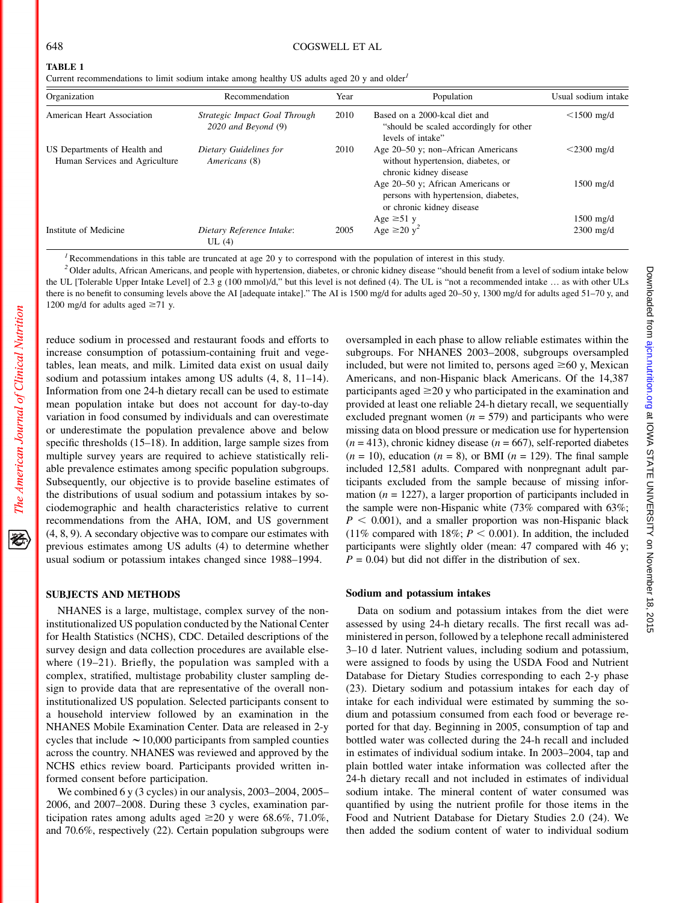**TABLE 1**
Current recommendations to limit sodium intake among healthy US adults aged 20 y and older[1]

| Organization | Recommendation | Year | Population | Usual sodium intake |
|---|---|---|---|---|
| American Heart Association | *Strategic Impact Goal Through 2020 and Beyond* (9) | 2010 | Based on a 2000-kcal diet and "should be scaled accordingly for other levels of intake" | <1500 mg/d |
| US Departments of Health and Human Services and Agriculture | *Dietary Guidelines for Americans* (8) | 2010 | Age 20–50 y; non–African Americans without hypertension, diabetes, or chronic kidney disease | <2300 mg/d |
| | | | Age 20–50 y; African Americans or persons with hypertension, diabetes, or chronic kidney disease | 1500 mg/d |
| | | | Age ≥51 y | 1500 mg/d |
| Institute of Medicine | *Dietary Reference Intake*: UL (4) | 2005 | Age ≥20 y[2] | 2300 mg/d |

[1] Recommendations in this table are truncated at age 20 y to correspond with the population of interest in this study.

[2] Older adults, African Americans, and people with hypertension, diabetes, or chronic kidney disease "should benefit from a level of sodium intake below the UL [Tolerable Upper Intake Level] of 2.3 g (100 mmol)/d," but this level is not defined (4). The UL is "not a recommended intake … as with other ULs there is no benefit to consuming levels above the AI [adequate intake]." The AI is 1500 mg/d for adults aged 20–50 y, 1300 mg/d for adults aged 51–70 y, and 1200 mg/d for adults aged ≥71 y.

reduce sodium in processed and restaurant foods and efforts to increase consumption of potassium-containing fruit and vegetables, lean meats, and milk. Limited data exist on usual daily sodium and potassium intakes among US adults (4, 8, 11–14). Information from one 24-h dietary recall can be used to estimate mean population intake but does not account for day-to-day variation in food consumed by individuals and can overestimate or underestimate the population prevalence above and below specific thresholds (15–18). In addition, large sample sizes from multiple survey years are required to achieve statistically reliable prevalence estimates among specific population subgroups. Subsequently, our objective is to provide baseline estimates of the distributions of usual sodium and potassium intakes by sociodemographic and health characteristics relative to current recommendations from the AHA, IOM, and US government (4, 8, 9). A secondary objective was to compare our estimates with previous estimates among US adults (4) to determine whether usual sodium or potassium intakes changed since 1988–1994.

## SUBJECTS AND METHODS

NHANES is a large, multistage, complex survey of the noninstitutionalized US population conducted by the National Center for Health Statistics (NCHS), CDC. Detailed descriptions of the survey design and data collection procedures are available elsewhere (19–21). Briefly, the population was sampled with a complex, stratified, multistage probability cluster sampling design to provide data that are representative of the overall noninstitutionalized US population. Selected participants consent to a household interview followed by an examination in the NHANES Mobile Examination Center. Data are released in 2-y cycles that include ~10,000 participants from sampled counties across the country. NHANES was reviewed and approved by the NCHS ethics review board. Participants provided written informed consent before participation.

We combined 6 y (3 cycles) in our analysis, 2003–2004, 2005–2006, and 2007–2008. During these 3 cycles, examination participation rates among adults aged ≥20 y were 68.6%, 71.0%, and 70.6%, respectively (22). Certain population subgroups were oversampled in each phase to allow reliable estimates within the subgroups. For NHANES 2003–2008, subgroups oversampled included, but were not limited to, persons aged ≥60 y, Mexican Americans, and non-Hispanic black Americans. Of the 14,387 participants aged ≥20 y who participated in the examination and provided at least one reliable 24-h dietary recall, we sequentially excluded pregnant women ($n = 579$) and participants who were missing data on blood pressure or medication use for hypertension ($n = 413$), chronic kidney disease ($n = 667$), self-reported diabetes ($n = 10$), education ($n = 8$), or BMI ($n = 129$). The final sample included 12,581 adults. Compared with nonpregnant adult participants excluded from the sample because of missing information ($n = 1227$), a larger proportion of participants included in the sample were non-Hispanic white (73% compared with 63%; $P < 0.001$), and a smaller proportion was non-Hispanic black (11% compared with 18%; $P < 0.001$). In addition, the included participants were slightly older (mean: 47 compared with 46 y; $P = 0.04$) but did not differ in the distribution of sex.

### Sodium and potassium intakes

Data on sodium and potassium intakes from the diet were assessed by using 24-h dietary recalls. The first recall was administered in person, followed by a telephone recall administered 3–10 d later. Nutrient values, including sodium and potassium, were assigned to foods by using the USDA Food and Nutrient Database for Dietary Studies corresponding to each 2-y phase (23). Dietary sodium and potassium intakes for each day of intake for each individual were estimated by summing the sodium and potassium consumed from each food or beverage reported for that day. Beginning in 2005, consumption of tap and bottled water was collected during the 24-h recall and included in estimates of individual sodium intake. In 2003–2004, tap and plain bottled water intake information was collected after the 24-h dietary recall and not included in estimates of individual sodium intake. The mineral content of water consumed was quantified by using the nutrient profile for those items in the Food and Nutrient Database for Dietary Studies 2.0 (24). We then added the sodium content of water to individual sodium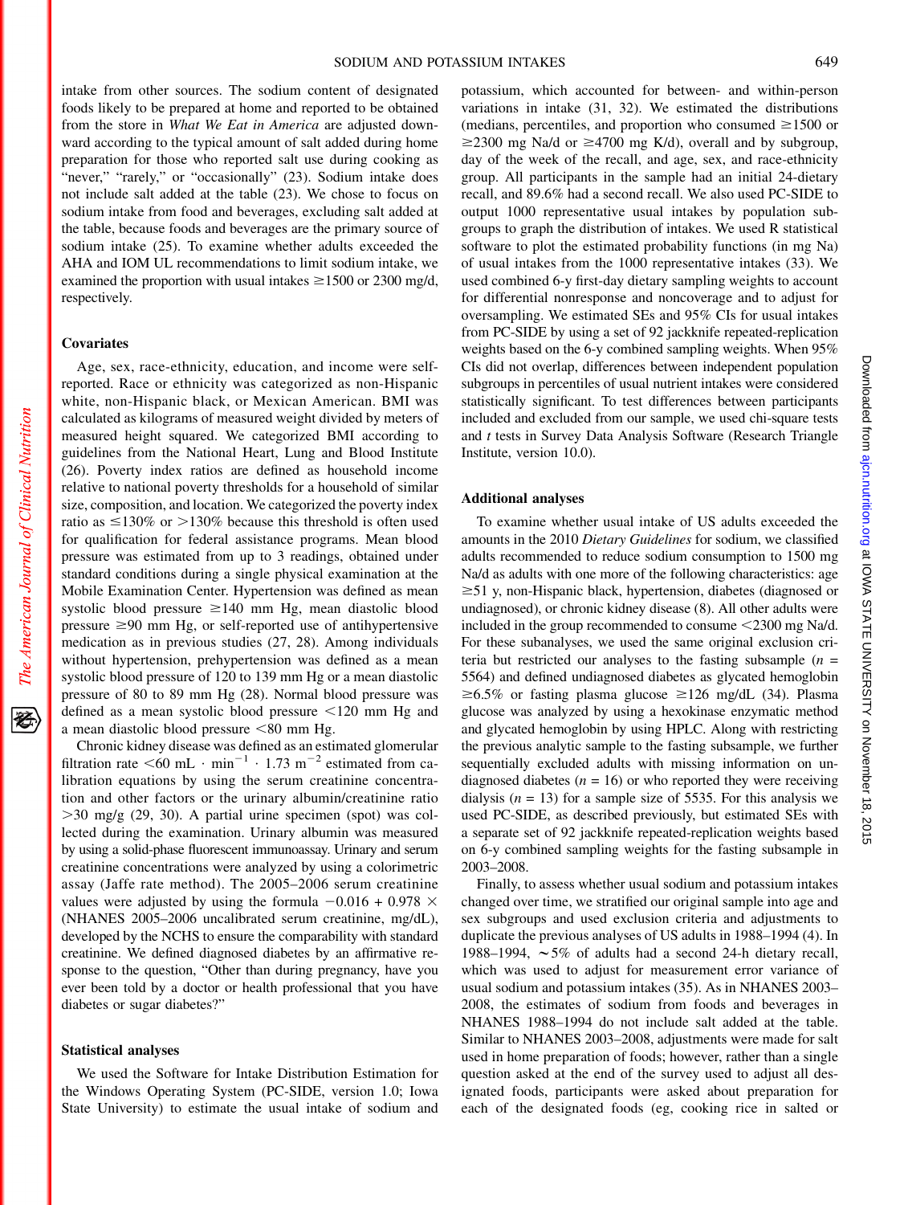intake from other sources. The sodium content of designated foods likely to be prepared at home and reported to be obtained from the store in *What We Eat in America* are adjusted downward according to the typical amount of salt added during home preparation for those who reported salt use during cooking as "never," "rarely," or "occasionally" (23). Sodium intake does not include salt added at the table (23). We chose to focus on sodium intake from food and beverages, excluding salt added at the table, because foods and beverages are the primary source of sodium intake (25). To examine whether adults exceeded the AHA and IOM UL recommendations to limit sodium intake, we examined the proportion with usual intakes ≥1500 or 2300 mg/d, respectively.

### Covariates

Age, sex, race-ethnicity, education, and income were self-reported. Race or ethnicity was categorized as non-Hispanic white, non-Hispanic black, or Mexican American. BMI was calculated as kilograms of measured weight divided by meters of measured height squared. We categorized BMI according to guidelines from the National Heart, Lung and Blood Institute (26). Poverty index ratios are defined as household income relative to national poverty thresholds for a household of similar size, composition, and location. We categorized the poverty index ratio as ≤130% or >130% because this threshold is often used for qualification for federal assistance programs. Mean blood pressure was estimated from up to 3 readings, obtained under standard conditions during a single physical examination at the Mobile Examination Center. Hypertension was defined as mean systolic blood pressure ≥140 mm Hg, mean diastolic blood pressure ≥90 mm Hg, or self-reported use of antihypertensive medication as in previous studies (27, 28). Among individuals without hypertension, prehypertension was defined as a mean systolic blood pressure of 120 to 139 mm Hg or a mean diastolic pressure of 80 to 89 mm Hg (28). Normal blood pressure was defined as a mean systolic blood pressure <120 mm Hg and a mean diastolic blood pressure <80 mm Hg.

Chronic kidney disease was defined as an estimated glomerular filtration rate <60 mL · $\text{min}^{-1}$ · 1.73 $\text{m}^{-2}$ estimated from calibration equations by using the serum creatinine concentration and other factors or the urinary albumin/creatinine ratio >30 mg/g (29, 30). A partial urine specimen (spot) was collected during the examination. Urinary albumin was measured by using a solid-phase fluorescent immunoassay. Urinary and serum creatinine concentrations were analyzed by using a colorimetric assay (Jaffe rate method). The 2005–2006 serum creatinine values were adjusted by using the formula −0.016 + 0.978 × (NHANES 2005–2006 uncalibrated serum creatinine, mg/dL), developed by the NCHS to ensure the comparability with standard creatinine. We defined diagnosed diabetes by an affirmative response to the question, "Other than during pregnancy, have you ever been told by a doctor or health professional that you have diabetes or sugar diabetes?"

### Statistical analyses

We used the Software for Intake Distribution Estimation for the Windows Operating System (PC-SIDE, version 1.0; Iowa State University) to estimate the usual intake of sodium and potassium, which accounted for between- and within-person variations in intake (31, 32). We estimated the distributions (medians, percentiles, and proportion who consumed ≥1500 or ≥2300 mg Na/d or ≥4700 mg K/d), overall and by subgroup, day of the week of the recall, and age, sex, and race-ethnicity group. All participants in the sample had an initial 24-dietary recall, and 89.6% had a second recall. We also used PC-SIDE to output 1000 representative usual intakes by population subgroups to graph the distribution of intakes. We used R statistical software to plot the estimated probability functions (in mg Na) of usual intakes from the 1000 representative intakes (33). We used combined 6-y first-day dietary sampling weights to account for differential nonresponse and noncoverage and to adjust for oversampling. We estimated SEs and 95% CIs for usual intakes from PC-SIDE by using a set of 92 jackknife repeated-replication weights based on the 6-y combined sampling weights. When 95% CIs did not overlap, differences between independent population subgroups in percentiles of usual nutrient intakes were considered statistically significant. To test differences between participants included and excluded from our sample, we used chi-square tests and *t* tests in Survey Data Analysis Software (Research Triangle Institute, version 10.0).

### Additional analyses

To examine whether usual intake of US adults exceeded the amounts in the 2010 *Dietary Guidelines* for sodium, we classified adults recommended to reduce sodium consumption to 1500 mg Na/d as adults with one more of the following characteristics: age ≥51 y, non-Hispanic black, hypertension, diabetes (diagnosed or undiagnosed), or chronic kidney disease (8). All other adults were included in the group recommended to consume <2300 mg Na/d. For these subanalyses, we used the same original exclusion criteria but restricted our analyses to the fasting subsample ($n$ = 5564) and defined undiagnosed diabetes as glycated hemoglobin ≥6.5% or fasting plasma glucose ≥126 mg/dL (34). Plasma glucose was analyzed by using a hexokinase enzymatic method and glycated hemoglobin by using HPLC. Along with restricting the previous analytic sample to the fasting subsample, we further sequentially excluded adults with missing information on undiagnosed diabetes ($n$ = 16) or who reported they were receiving dialysis ($n$ = 13) for a sample size of 5535. For this analysis we used PC-SIDE, as described previously, but estimated SEs with a separate set of 92 jackknife repeated-replication weights based on 6-y combined sampling weights for the fasting subsample in 2003–2008.

Finally, to assess whether usual sodium and potassium intakes changed over time, we stratified our original sample into age and sex subgroups and used exclusion criteria and adjustments to duplicate the previous analyses of US adults in 1988–1994 (4). In 1988–1994, ∼5% of adults had a second 24-h dietary recall, which was used to adjust for measurement error variance of usual sodium and potassium intakes (35). As in NHANES 2003–2008, the estimates of sodium from foods and beverages in NHANES 1988–1994 do not include salt added at the table. Similar to NHANES 2003–2008, adjustments were made for salt used in home preparation of foods; however, rather than a single question asked at the end of the survey used to adjust all designated foods, participants were asked about preparation for each of the designated foods (eg, cooking rice in salted or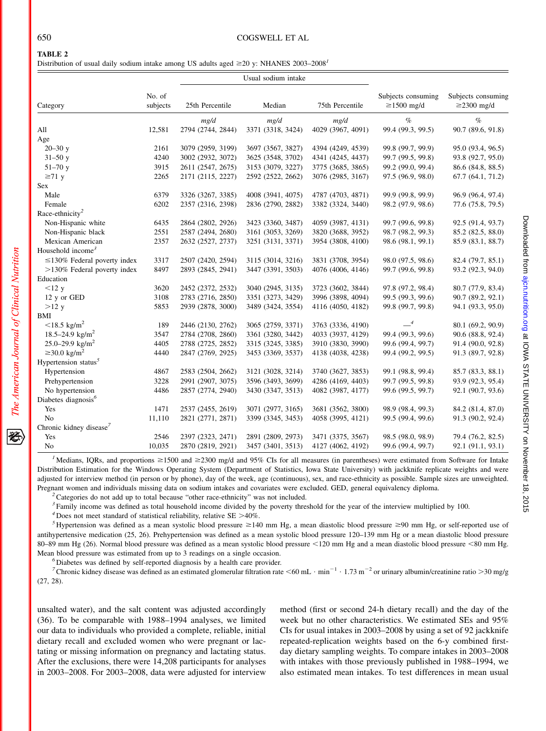**TABLE 2**
Distribution of usual daily sodium intake among US adults aged ≥20 y: NHANES 2003–2008[1]

| Category | No. of subjects | Usual sodium intake: 25th Percentile | Median | 75th Percentile | Subjects consuming ≥1500 mg/d | Subjects consuming ≥2300 mg/d |
|---|---|---|---|---|---|---|
| | | *mg/d* | *mg/d* | *mg/d* | *%* | *%* |
| All | 12,581 | 2794 (2744, 2844) | 3371 (3318, 3424) | 4029 (3967, 4091) | 99.4 (99.3, 99.5) | 90.7 (89.6, 91.8) |
| Age | | | | | | |
| 20–30 y | 2161 | 3079 (2959, 3199) | 3697 (3567, 3827) | 4394 (4249, 4539) | 99.8 (99.7, 99.9) | 95.0 (93.4, 96.5) |
| 31–50 y | 4240 | 3002 (2932, 3072) | 3625 (3548, 3702) | 4341 (4245, 4437) | 99.7 (99.5, 99.8) | 93.8 (92.7, 95.0) |
| 51–70 y | 3915 | 2611 (2547, 2675) | 3153 (3079, 3227) | 3775 (3685, 3865) | 99.2 (99.0, 99.4) | 86.6 (84.8, 88.5) |
| ≥71 y | 2265 | 2171 (2115, 2227) | 2592 (2522, 2662) | 3076 (2985, 3167) | 97.5 (96.9, 98.0) | 67.7 (64.1, 71.2) |
| Sex | | | | | | |
| Male | 6379 | 3326 (3267, 3385) | 4008 (3941, 4075) | 4787 (4703, 4871) | 99.9 (99.8, 99.9) | 96.9 (96.4, 97.4) |
| Female | 6202 | 2357 (2316, 2398) | 2836 (2790, 2882) | 3382 (3324, 3440) | 98.2 (97.9, 98.6) | 77.6 (75.8, 79.5) |
| Race-ethnicity[2] | | | | | | |
| Non-Hispanic white | 6435 | 2864 (2802, 2926) | 3423 (3360, 3487) | 4059 (3987, 4131) | 99.7 (99.6, 99.8) | 92.5 (91.4, 93.7) |
| Non-Hispanic black | 2551 | 2587 (2494, 2680) | 3161 (3053, 3269) | 3820 (3688, 3952) | 98.7 (98.2, 99.3) | 85.2 (82.5, 88.0) |
| Mexican American | 2357 | 2632 (2527, 2737) | 3251 (3131, 3371) | 3954 (3808, 4100) | 98.6 (98.1, 99.1) | 85.9 (83.1, 88.7) |
| Household income[3] | | | | | | |
| ≤130% Federal poverty index | 3317 | 2507 (2420, 2594) | 3115 (3014, 3216) | 3831 (3708, 3954) | 98.0 (97.5, 98.6) | 82.4 (79.7, 85.1) |
| >130% Federal poverty index | 8497 | 2893 (2845, 2941) | 3447 (3391, 3503) | 4076 (4006, 4146) | 99.7 (99.6, 99.8) | 93.2 (92.3, 94.0) |
| Education | | | | | | |
| <12 y | 3620 | 2452 (2372, 2532) | 3040 (2945, 3135) | 3723 (3602, 3844) | 97.8 (97.2, 98.4) | 80.7 (77.9, 83.4) |
| 12 y or GED | 3108 | 2783 (2716, 2850) | 3351 (3273, 3429) | 3996 (3898, 4094) | 99.5 (99.3, 99.6) | 90.7 (89.2, 92.1) |
| >12 y | 5853 | 2939 (2878, 3000) | 3489 (3424, 3554) | 4116 (4050, 4182) | 99.8 (99.7, 99.8) | 94.1 (93.3, 95.0) |
| BMI | | | | | | |
| <18.5 kg/m$^2$ | 189 | 2446 (2130, 2762) | 3065 (2759, 3371) | 3763 (3336, 4190) | —[4] | 80.1 (69.2, 90.9) |
| 18.5–24.9 kg/m$^2$ | 3547 | 2784 (2708, 2860) | 3361 (3280, 3442) | 4033 (3937, 4129) | 99.4 (99.3, 99.6) | 90.6 (88.8, 92.4) |
| 25.0–29.9 kg/m$^2$ | 4405 | 2788 (2725, 2852) | 3315 (3245, 3385) | 3910 (3830, 3990) | 99.6 (99.4, 99.7) | 91.4 (90.0, 92.8) |
| ≥30.0 kg/m$^2$ | 4440 | 2847 (2769, 2925) | 3453 (3369, 3537) | 4138 (4038, 4238) | 99.4 (99.2, 99.5) | 91.3 (89.7, 92.8) |
| Hypertension status[5] | | | | | | |
| Hypertension | 4867 | 2583 (2504, 2662) | 3121 (3028, 3214) | 3740 (3627, 3853) | 99.1 (98.8, 99.4) | 85.7 (83.3, 88.1) |
| Prehypertension | 3228 | 2991 (2907, 3075) | 3596 (3493, 3699) | 4286 (4169, 4403) | 99.7 (99.5, 99.8) | 93.9 (92.3, 95.4) |
| No hypertension | 4486 | 2857 (2774, 2940) | 3430 (3347, 3513) | 4082 (3987, 4177) | 99.6 (99.5, 99.7) | 92.1 (90.7, 93.6) |
| Diabetes diagnosis[6] | | | | | | |
| Yes | 1471 | 2537 (2455, 2619) | 3071 (2977, 3165) | 3681 (3562, 3800) | 98.9 (98.4, 99.3) | 84.2 (81.4, 87.0) |
| No | 11,110 | 2821 (2771, 2871) | 3399 (3345, 3453) | 4058 (3995, 4121) | 99.5 (99.4, 99.6) | 91.3 (90.2, 92.4) |
| Chronic kidney disease[7] | | | | | | |
| Yes | 2546 | 2397 (2323, 2471) | 2891 (2809, 2973) | 3471 (3375, 3567) | 98.5 (98.0, 98.9) | 79.4 (76.2, 82.5) |
| No | 10,035 | 2870 (2819, 2921) | 3457 (3401, 3513) | 4127 (4062, 4192) | 99.6 (99.4, 99.7) | 92.1 (91.1, 93.1) |

[1] Medians, IQRs, and proportions ≥1500 and ≥2300 mg/d and 95% CIs for all measures (in parentheses) were estimated from Software for Intake Distribution Estimation for the Windows Operating System (Department of Statistics, Iowa State University) with jackknife replicate weights and were adjusted for interview method (in person or by phone), day of the week, age (continuous), sex, and race-ethnicity as possible. Sample sizes are unweighted. Pregnant women and individuals missing data on sodium intakes and covariates were excluded. GED, general equivalency diploma.

[2] Categories do not add up to total because "other race-ethnicity" was not included.

[3] Family income was defined as total household income divided by the poverty threshold for the year of the interview multiplied by 100.

[4] Does not meet standard of statistical reliability, relative SE >40%.

[5] Hypertension was defined as a mean systolic blood pressure ≥140 mm Hg, a mean diastolic blood pressure ≥90 mm Hg, or self-reported use of antihypertensive medication (25, 26). Prehypertension was defined as a mean systolic blood pressure 120–139 mm Hg or a mean diastolic blood pressure 80–89 mm Hg (26). Normal blood pressure was defined as a mean systolic blood pressure <120 mm Hg and a mean diastolic blood pressure <80 mm Hg. Mean blood pressure was estimated from up to 3 readings on a single occasion.

[6] Diabetes was defined by self-reported diagnosis by a health care provider.

[7] Chronic kidney disease was defined as an estimated glomerular filtration rate <60 mL · min$^{-1}$ · 1.73 m$^{-2}$ or urinary albumin/creatinine ratio >30 mg/g (27, 28).

unsalted water), and the salt content was adjusted accordingly (36). To be comparable with 1988–1994 analyses, we limited our data to individuals who provided a complete, reliable, initial dietary recall and excluded women who were pregnant or lactating or missing information on pregnancy and lactating status. After the exclusions, there were 14,208 participants for analyses in 2003–2008. For 2003–2008, data were adjusted for interview method (first or second 24-h dietary recall) and the day of the week but no other characteristics. We estimated SEs and 95% CIs for usual intakes in 2003–2008 by using a set of 92 jackknife repeated-replication weights based on the 6-y combined first-day dietary sampling weights. To compare intakes in 2003–2008 with intakes with those previously published in 1988–1994, we also estimated mean intakes. To test differences in mean usual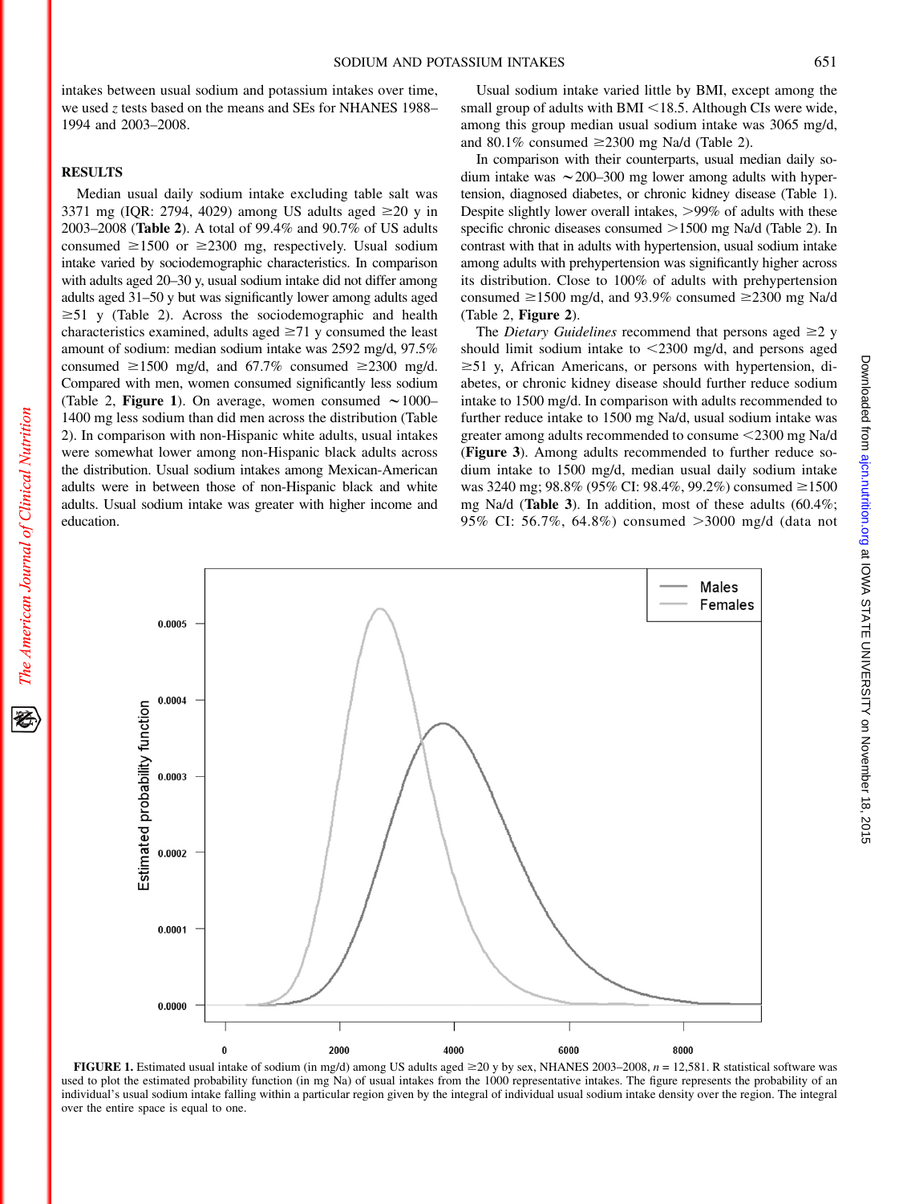intakes between usual sodium and potassium intakes over time, we used $z$ tests based on the means and SEs for NHANES 1988–1994 and 2003–2008.

## RESULTS

Median usual daily sodium intake excluding table salt was 3371 mg (IQR: 2794, 4029) among US adults aged ≥20 y in 2003–2008 (**Table 2**). A total of 99.4% and 90.7% of US adults consumed ≥1500 or ≥2300 mg, respectively. Usual sodium intake varied by sociodemographic characteristics. In comparison with adults aged 20–30 y, usual sodium intake did not differ among adults aged 31–50 y but was significantly lower among adults aged ≥51 y (Table 2). Across the sociodemographic and health characteristics examined, adults aged ≥71 y consumed the least amount of sodium: median sodium intake was 2592 mg/d, 97.5% consumed ≥1500 mg/d, and 67.7% consumed ≥2300 mg/d. Compared with men, women consumed significantly less sodium (Table 2, **Figure 1**). On average, women consumed ~1000–1400 mg less sodium than did men across the distribution (Table 2). In comparison with non-Hispanic white adults, usual intakes were somewhat lower among non-Hispanic black adults across the distribution. Usual sodium intakes among Mexican-American adults were in between those of non-Hispanic black and white adults. Usual sodium intake was greater with higher income and education.

Usual sodium intake varied little by BMI, except among the small group of adults with BMI <18.5. Although CIs were wide, among this group median usual sodium intake was 3065 mg/d, and 80.1% consumed ≥2300 mg Na/d (Table 2).

In comparison with their counterparts, usual median daily sodium intake was ~200–300 mg lower among adults with hypertension, diagnosed diabetes, or chronic kidney disease (Table 1). Despite slightly lower overall intakes, >99% of adults with these specific chronic diseases consumed >1500 mg Na/d (Table 2). In contrast with that in adults with hypertension, usual sodium intake among adults with prehypertension was significantly higher across its distribution. Close to 100% of adults with prehypertension consumed ≥1500 mg/d, and 93.9% consumed ≥2300 mg Na/d (Table 2, **Figure 2**).

The *Dietary Guidelines* recommend that persons aged ≥2 y should limit sodium intake to <2300 mg/d, and persons aged ≥51 y, African Americans, or persons with hypertension, diabetes, or chronic kidney disease should further reduce sodium intake to 1500 mg/d. In comparison with adults recommended to further reduce intake to 1500 mg Na/d, usual sodium intake was greater among adults recommended to consume <2300 mg Na/d (**Figure 3**). Among adults recommended to further reduce sodium intake to 1500 mg/d, median usual daily sodium intake was 3240 mg; 98.8% (95% CI: 98.4%, 99.2%) consumed ≥1500 mg Na/d (**Table 3**). In addition, most of these adults (60.4%; 95% CI: 56.7%, 64.8%) consumed >3000 mg/d (data not

**FIGURE 1.** Estimated usual intake of sodium (in mg/d) among US adults aged ≥20 y by sex, NHANES 2003–2008, $n$ = 12,581. R statistical software was used to plot the estimated probability function (in mg Na) of usual intakes from the 1000 representative intakes. The figure represents the probability of an individual's usual sodium intake falling within a particular region given by the integral of individual usual sodium intake density over the region. The integral over the entire space is equal to one.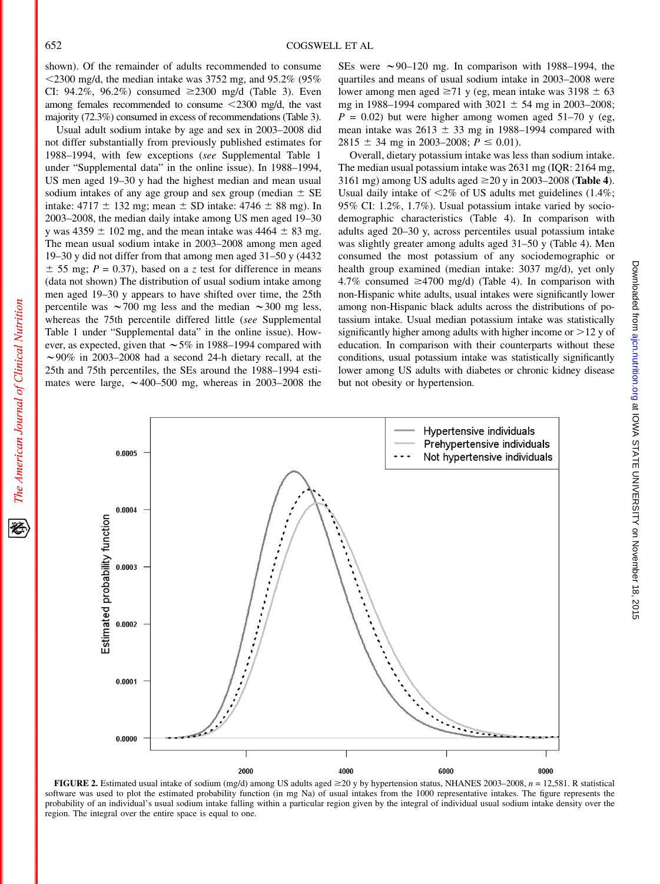shown). Of the remainder of adults recommended to consume <2300 mg/d, the median intake was 3752 mg, and 95.2% (95% CI: 94.2%, 96.2%) consumed ≥2300 mg/d (Table 3). Even among females recommended to consume <2300 mg/d, the vast majority (72.3%) consumed in excess of recommendations (Table 3).

Usual adult sodium intake by age and sex in 2003–2008 did not differ substantially from previously published estimates for 1988–1994, with few exceptions (*see* Supplemental Table 1 under "Supplemental data" in the online issue). In 1988–1994, US men aged 19–30 y had the highest median and mean usual sodium intakes of any age group and sex group (median ± SE intake: 4717 ± 132 mg; mean ± SD intake: 4746 ± 88 mg). In 2003–2008, the median daily intake among US men aged 19–30 y was 4359 ± 102 mg, and the mean intake was 4464 ± 83 mg. The mean usual sodium intake in 2003–2008 among men aged 19–30 y did not differ from that among men aged 31–50 y (4432 ± 55 mg; $P$ = 0.37), based on a $z$ test for difference in means (data not shown) The distribution of usual sodium intake among men aged 19–30 y appears to have shifted over time, the 25th percentile was ∼700 mg less and the median ∼300 mg less, whereas the 75th percentile differed little (*see* Supplemental Table 1 under "Supplemental data" in the online issue). However, as expected, given that ∼5% in 1988–1994 compared with ∼90% in 2003–2008 had a second 24-h dietary recall, at the 25th and 75th percentiles, the SEs around the 1988–1994 estimates were large, ∼400–500 mg, whereas in 2003–2008 the SEs were ∼90–120 mg. In comparison with 1988–1994, the quartiles and means of usual sodium intake in 2003–2008 were lower among men aged ≥71 y (eg, mean intake was 3198 ± 63 mg in 1988–1994 compared with 3021 ± 54 mg in 2003–2008; $P$ = 0.02) but were higher among women aged 51–70 y (eg, mean intake was 2613 ± 33 mg in 1988–1994 compared with 2815 ± 34 mg in 2003–2008; $P$ ≤ 0.01).

Overall, dietary potassium intake was less than sodium intake. The median usual potassium intake was 2631 mg (IQR: 2164 mg, 3161 mg) among US adults aged ≥20 y in 2003–2008 (**Table 4**). Usual daily intake of <2% of US adults met guidelines (1.4%; 95% CI: 1.2%, 1.7%). Usual potassium intake varied by sociodemographic characteristics (Table 4). In comparison with adults aged 20–30 y, across percentiles usual potassium intake was slightly greater among adults aged 31–50 y (Table 4). Men consumed the most potassium of any sociodemographic or health group examined (median intake: 3037 mg/d), yet only 4.7% consumed ≥4700 mg/d) (Table 4). In comparison with non-Hispanic white adults, usual intakes were significantly lower among non-Hispanic black adults across the distributions of potassium intake. Usual median potassium intake was statistically significantly higher among adults with higher income or >12 y of education. In comparison with their counterparts without these conditions, usual potassium intake was statistically significantly lower among US adults with diabetes or chronic kidney disease but not obesity or hypertension.

**FIGURE 2.** Estimated usual intake of sodium (mg/d) among US adults aged ≥20 y by hypertension status, NHANES 2003–2008, $n$ = 12,581. R statistical software was used to plot the estimated probability function (in mg Na) of usual intakes from the 1000 representative intakes. The figure represents the probability of an individual's usual sodium intake falling within a particular region given by the integral of individual usual sodium intake density over the region. The integral over the entire space is equal to one.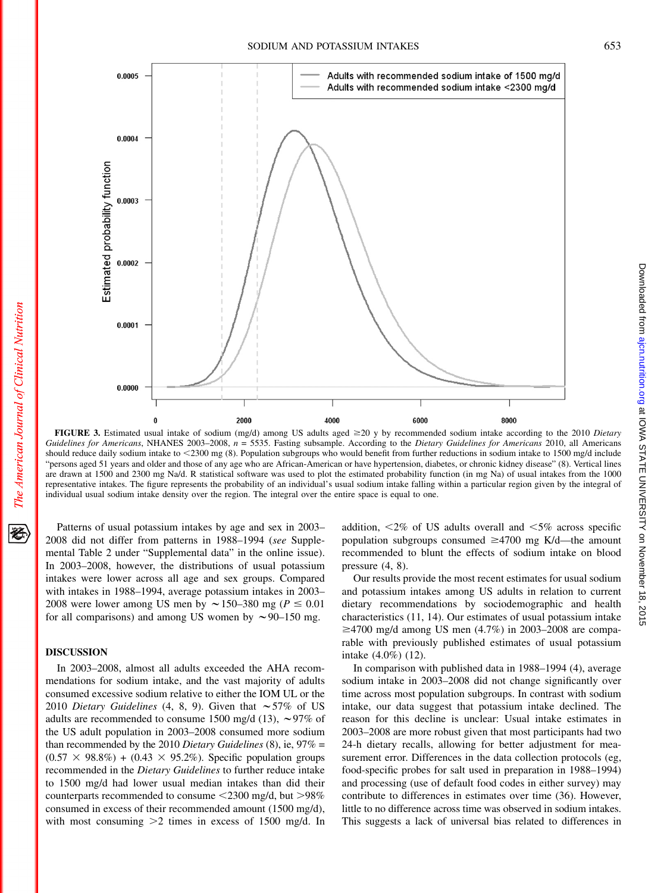**FIGURE 3.** Estimated usual intake of sodium (mg/d) among US adults aged ≥20 y by recommended sodium intake according to the 2010 *Dietary Guidelines for Americans*, NHANES 2003–2008, *n* = 5535. Fasting subsample. According to the *Dietary Guidelines for Americans* 2010, all Americans should reduce daily sodium intake to <2300 mg (8). Population subgroups who would benefit from further reductions in sodium intake to 1500 mg/d include "persons aged 51 years and older and those of any age who are African-American or have hypertension, diabetes, or chronic kidney disease" (8). Vertical lines are drawn at 1500 and 2300 mg Na/d. R statistical software was used to plot the estimated probability function (in mg Na) of usual intakes from the 1000 representative intakes. The figure represents the probability of an individual's usual sodium intake falling within a particular region given by the integral of individual usual sodium intake density over the region. The integral over the entire space is equal to one.

Patterns of usual potassium intakes by age and sex in 2003–2008 did not differ from patterns in 1988–1994 (*see* Supplemental Table 2 under "Supplemental data" in the online issue). In 2003–2008, however, the distributions of usual potassium intakes were lower across all age and sex groups. Compared with intakes in 1988–1994, average potassium intakes in 2003–2008 were lower among US men by ∼150–380 mg ($P \leq 0.01$ for all comparisons) and among US women by ∼90–150 mg.

## DISCUSSION

In 2003–2008, almost all adults exceeded the AHA recommendations for sodium intake, and the vast majority of adults consumed excessive sodium relative to either the IOM UL or the 2010 *Dietary Guidelines* (4, 8, 9). Given that ∼57% of US adults are recommended to consume 1500 mg/d (13), ∼97% of the US adult population in 2003–2008 consumed more sodium than recommended by the 2010 *Dietary Guidelines* (8), ie, 97% = (0.57 × 98.8%) + (0.43 × 95.2%). Specific population groups recommended in the *Dietary Guidelines* to further reduce intake to 1500 mg/d had lower usual median intakes than did their counterparts recommended to consume <2300 mg/d, but >98% consumed in excess of their recommended amount (1500 mg/d), with most consuming >2 times in excess of 1500 mg/d. In addition, <2% of US adults overall and <5% across specific population subgroups consumed ≥4700 mg K/d—the amount recommended to blunt the effects of sodium intake on blood pressure (4, 8).

Our results provide the most recent estimates for usual sodium and potassium intakes among US adults in relation to current dietary recommendations by sociodemographic and health characteristics (11, 14). Our estimates of usual potassium intake ≥4700 mg/d among US men (4.7%) in 2003–2008 are comparable with previously published estimates of usual potassium intake (4.0%) (12).

In comparison with published data in 1988–1994 (4), average sodium intake in 2003–2008 did not change significantly over time across most population subgroups. In contrast with sodium intake, our data suggest that potassium intake declined. The reason for this decline is unclear: Usual intake estimates in 2003–2008 are more robust given that most participants had two 24-h dietary recalls, allowing for better adjustment for measurement error. Differences in the data collection protocols (eg, food-specific probes for salt used in preparation in 1988–1994) and processing (use of default food codes in either survey) may contribute to differences in estimates over time (36). However, little to no difference across time was observed in sodium intakes. This suggests a lack of universal bias related to differences in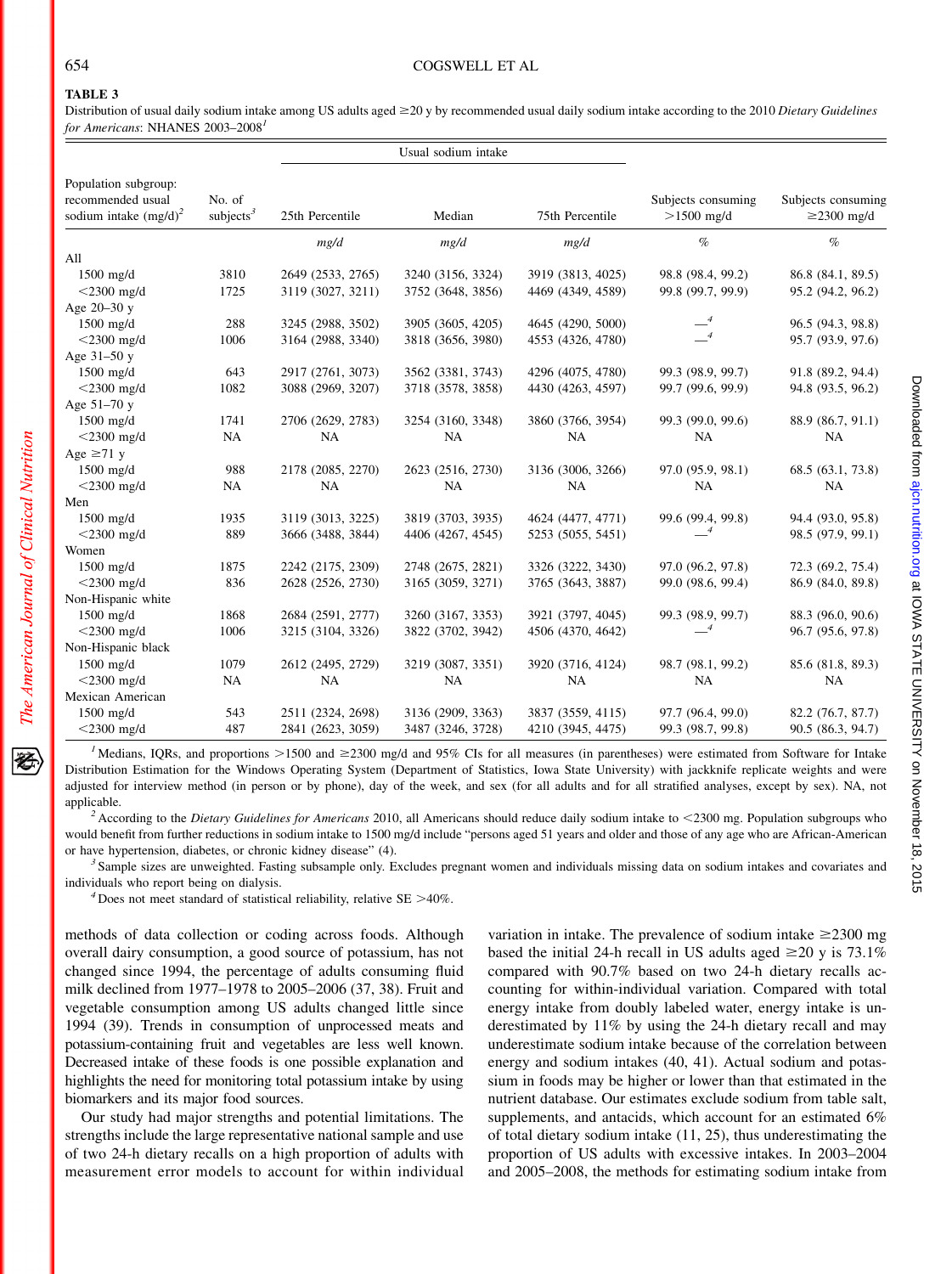**TABLE 3**

Distribution of usual daily sodium intake among US adults aged ≥20 y by recommended usual daily sodium intake according to the 2010 *Dietary Guidelines for Americans*: NHANES 2003–2008[1]

| Population subgroup: recommended usual sodium intake (mg/d)[2] | No. of subjects[3] | Usual sodium intake: 25th Percentile | Usual sodium intake: Median | Usual sodium intake: 75th Percentile | Subjects consuming >1500 mg/d | Subjects consuming ≥2300 mg/d |
|---|---|---|---|---|---|---|
| | | *mg/d* | *mg/d* | *mg/d* | *%* | *%* |
| All | | | | | | |
| 1500 mg/d | 3810 | 2649 (2533, 2765) | 3240 (3156, 3324) | 3919 (3813, 4025) | 98.8 (98.4, 99.2) | 86.8 (84.1, 89.5) |
| <2300 mg/d | 1725 | 3119 (3027, 3211) | 3752 (3648, 3856) | 4469 (4349, 4589) | 99.8 (99.7, 99.9) | 95.2 (94.2, 96.2) |
| Age 20–30 y | | | | | | |
| 1500 mg/d | 288 | 3245 (2988, 3502) | 3905 (3605, 4205) | 4645 (4290, 5000) | —[4] | 96.5 (94.3, 98.8) |
| <2300 mg/d | 1006 | 3164 (2988, 3340) | 3818 (3656, 3980) | 4553 (4326, 4780) | —[4] | 95.7 (93.9, 97.6) |
| Age 31–50 y | | | | | | |
| 1500 mg/d | 643 | 2917 (2761, 3073) | 3562 (3381, 3743) | 4296 (4075, 4780) | 99.3 (98.9, 99.7) | 91.8 (89.2, 94.4) |
| <2300 mg/d | 1082 | 3088 (2969, 3207) | 3718 (3578, 3858) | 4430 (4263, 4597) | 99.7 (99.6, 99.9) | 94.8 (93.5, 96.2) |
| Age 51–70 y | | | | | | |
| 1500 mg/d | 1741 | 2706 (2629, 2783) | 3254 (3160, 3348) | 3860 (3766, 3954) | 99.3 (99.0, 99.6) | 88.9 (86.7, 91.1) |
| <2300 mg/d | NA | NA | NA | NA | NA | NA |
| Age ≥71 y | | | | | | |
| 1500 mg/d | 988 | 2178 (2085, 2270) | 2623 (2516, 2730) | 3136 (3006, 3266) | 97.0 (95.9, 98.1) | 68.5 (63.1, 73.8) |
| <2300 mg/d | NA | NA | NA | NA | NA | NA |
| Men | | | | | | |
| 1500 mg/d | 1935 | 3119 (3013, 3225) | 3819 (3703, 3935) | 4624 (4477, 4771) | 99.6 (99.4, 99.8) | 94.4 (93.0, 95.8) |
| <2300 mg/d | 889 | 3666 (3488, 3844) | 4406 (4267, 4545) | 5253 (5055, 5451) | —[4] | 98.5 (97.9, 99.1) |
| Women | | | | | | |
| 1500 mg/d | 1875 | 2242 (2175, 2309) | 2748 (2675, 2821) | 3326 (3222, 3430) | 97.0 (96.2, 97.8) | 72.3 (69.2, 75.4) |
| <2300 mg/d | 836 | 2628 (2526, 2730) | 3165 (3059, 3271) | 3765 (3643, 3887) | 99.0 (98.6, 99.4) | 86.9 (84.0, 89.8) |
| Non-Hispanic white | | | | | | |
| 1500 mg/d | 1868 | 2684 (2591, 2777) | 3260 (3167, 3353) | 3921 (3797, 4045) | 99.3 (98.9, 99.7) | 88.3 (96.0, 90.6) |
| <2300 mg/d | 1006 | 3215 (3104, 3326) | 3822 (3702, 3942) | 4506 (4370, 4642) | —[4] | 96.7 (95.6, 97.8) |
| Non-Hispanic black | | | | | | |
| 1500 mg/d | 1079 | 2612 (2495, 2729) | 3219 (3087, 3351) | 3920 (3716, 4124) | 98.7 (98.1, 99.2) | 85.6 (81.8, 89.3) |
| <2300 mg/d | NA | NA | NA | NA | NA | NA |
| Mexican American | | | | | | |
| 1500 mg/d | 543 | 2511 (2324, 2698) | 3136 (2909, 3363) | 3837 (3559, 4115) | 97.7 (96.4, 99.0) | 82.2 (76.7, 87.7) |
| <2300 mg/d | 487 | 2841 (2623, 3059) | 3487 (3246, 3728) | 4210 (3945, 4475) | 99.3 (98.7, 99.8) | 90.5 (86.3, 94.7) |

[1] Medians, IQRs, and proportions >1500 and ≥2300 mg/d and 95% CIs for all measures (in parentheses) were estimated from Software for Intake Distribution Estimation for the Windows Operating System (Department of Statistics, Iowa State University) with jackknife replicate weights and were adjusted for interview method (in person or by phone), day of the week, and sex (for all adults and for all stratified analyses, except by sex). NA, not applicable.

[2] According to the *Dietary Guidelines for Americans* 2010, all Americans should reduce daily sodium intake to <2300 mg. Population subgroups who would benefit from further reductions in sodium intake to 1500 mg/d include "persons aged 51 years and older and those of any age who are African-American or have hypertension, diabetes, or chronic kidney disease" (4).

[3] Sample sizes are unweighted. Fasting subsample only. Excludes pregnant women and individuals missing data on sodium intakes and covariates and individuals who report being on dialysis.

[4] Does not meet standard of statistical reliability, relative SE >40%.

methods of data collection or coding across foods. Although overall dairy consumption, a good source of potassium, has not changed since 1994, the percentage of adults consuming fluid milk declined from 1977–1978 to 2005–2006 (37, 38). Fruit and vegetable consumption among US adults changed little since 1994 (39). Trends in consumption of unprocessed meats and potassium-containing fruit and vegetables are less well known. Decreased intake of these foods is one possible explanation and highlights the need for monitoring total potassium intake by using biomarkers and its major food sources.

Our study had major strengths and potential limitations. The strengths include the large representative national sample and use of two 24-h dietary recalls on a high proportion of adults with measurement error models to account for within individual variation in intake. The prevalence of sodium intake ≥2300 mg based the initial 24-h recall in US adults aged ≥20 y is 73.1% compared with 90.7% based on two 24-h dietary recalls accounting for within-individual variation. Compared with total energy intake from doubly labeled water, energy intake is underestimated by 11% by using the 24-h dietary recall and may underestimate sodium intake because of the correlation between energy and sodium intakes (40, 41). Actual sodium and potassium in foods may be higher or lower than that estimated in the nutrient database. Our estimates exclude sodium from table salt, supplements, and antacids, which account for an estimated 6% of total dietary sodium intake (11, 25), thus underestimating the proportion of US adults with excessive intakes. In 2003–2004 and 2005–2008, the methods for estimating sodium intake from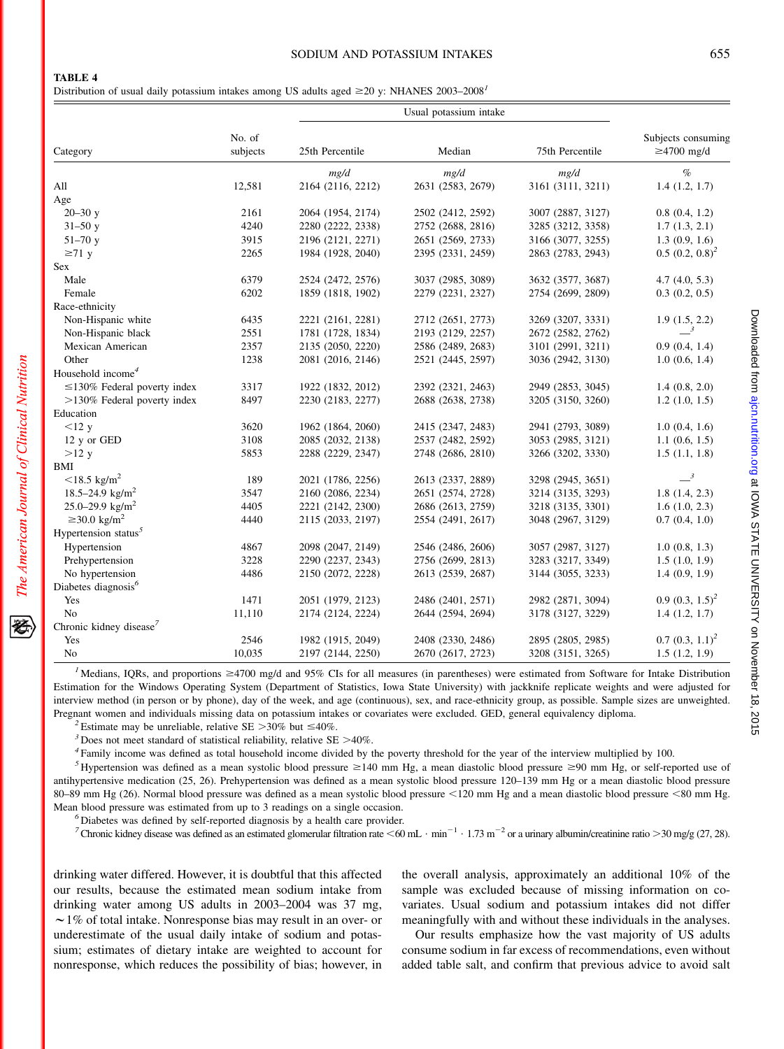**TABLE 4**

Distribution of usual daily potassium intakes among US adults aged ≥20 y: NHANES 2003–2008[1]

| Category | No. of subjects | Usual potassium intake | | | Subjects consuming ≥4700 mg/d |
|---|---|---|---|---|---|
| | | 25th Percentile | Median | 75th Percentile | |
| | | *mg/d* | *mg/d* | *mg/d* | *%* |
| All | 12,581 | 2164 (2116, 2212) | 2631 (2583, 2679) | 3161 (3111, 3211) | 1.4 (1.2, 1.7) |
| Age | | | | | |
| 20–30 y | 2161 | 2064 (1954, 2174) | 2502 (2412, 2592) | 3007 (2887, 3127) | 0.8 (0.4, 1.2) |
| 31–50 y | 4240 | 2280 (2222, 2338) | 2752 (2688, 2816) | 3285 (3212, 3358) | 1.7 (1.3, 2.1) |
| 51–70 y | 3915 | 2196 (2121, 2271) | 2651 (2569, 2733) | 3166 (3077, 3255) | 1.3 (0.9, 1.6) |
| ≥71 y | 2265 | 1984 (1928, 2040) | 2395 (2331, 2459) | 2863 (2783, 2943) | 0.5 (0.2, 0.8)[2] |
| Sex | | | | | |
| Male | 6379 | 2524 (2472, 2576) | 3037 (2985, 3089) | 3632 (3577, 3687) | 4.7 (4.0, 5.3) |
| Female | 6202 | 1859 (1818, 1902) | 2279 (2231, 2327) | 2754 (2699, 2809) | 0.3 (0.2, 0.5) |
| Race-ethnicity | | | | | |
| Non-Hispanic white | 6435 | 2221 (2161, 2281) | 2712 (2651, 2773) | 3269 (3207, 3331) | 1.9 (1.5, 2.2) |
| Non-Hispanic black | 2551 | 1781 (1728, 1834) | 2193 (2129, 2257) | 2672 (2582, 2762) | —[3] |
| Mexican American | 2357 | 2135 (2050, 2220) | 2586 (2489, 2683) | 3101 (2991, 3211) | 0.9 (0.4, 1.4) |
| Other | 1238 | 2081 (2016, 2146) | 2521 (2445, 2597) | 3036 (2942, 3130) | 1.0 (0.6, 1.4) |
| Household income[4] | | | | | |
| ≤130% Federal poverty index | 3317 | 1922 (1832, 2012) | 2392 (2321, 2463) | 2949 (2853, 3045) | 1.4 (0.8, 2.0) |
| >130% Federal poverty index | 8497 | 2230 (2183, 2277) | 2688 (2638, 2738) | 3205 (3150, 3260) | 1.2 (1.0, 1.5) |
| Education | | | | | |
| <12 y | 3620 | 1962 (1864, 2060) | 2415 (2347, 2483) | 2941 (2793, 3089) | 1.0 (0.4, 1.6) |
| 12 y or GED | 3108 | 2085 (2032, 2138) | 2537 (2482, 2592) | 3053 (2985, 3121) | 1.1 (0.6, 1.5) |
| >12 y | 5853 | 2288 (2229, 2347) | 2748 (2686, 2810) | 3266 (3202, 3330) | 1.5 (1.1, 1.8) |
| BMI | | | | | |
| <18.5 kg/m$^2$ | 189 | 2021 (1786, 2256) | 2613 (2337, 2889) | 3298 (2945, 3651) | —[3] |
| 18.5–24.9 kg/m$^2$ | 3547 | 2160 (2086, 2234) | 2651 (2574, 2728) | 3214 (3135, 3293) | 1.8 (1.4, 2.3) |
| 25.0–29.9 kg/m$^2$ | 4405 | 2221 (2142, 2300) | 2686 (2613, 2759) | 3218 (3135, 3301) | 1.6 (1.0, 2.3) |
| ≥30.0 kg/m$^2$ | 4440 | 2115 (2033, 2197) | 2554 (2491, 2617) | 3048 (2967, 3129) | 0.7 (0.4, 1.0) |
| Hypertension status[5] | | | | | |
| Hypertension | 4867 | 2098 (2047, 2149) | 2546 (2486, 2606) | 3057 (2987, 3127) | 1.0 (0.8, 1.3) |
| Prehypertension | 3228 | 2290 (2237, 2343) | 2756 (2699, 2813) | 3283 (3217, 3349) | 1.5 (1.0, 1.9) |
| No hypertension | 4486 | 2150 (2072, 2228) | 2613 (2539, 2687) | 3144 (3055, 3233) | 1.4 (0.9, 1.9) |
| Diabetes diagnosis[6] | | | | | |
| Yes | 1471 | 2051 (1979, 2123) | 2486 (2401, 2571) | 2982 (2871, 3094) | 0.9 (0.3, 1.5)[2] |
| No | 11,110 | 2174 (2124, 2224) | 2644 (2594, 2694) | 3178 (3127, 3229) | 1.4 (1.2, 1.7) |
| Chronic kidney disease[7] | | | | | |
| Yes | 2546 | 1982 (1915, 2049) | 2408 (2330, 2486) | 2895 (2805, 2985) | 0.7 (0.3, 1.1)[2] |
| No | 10,035 | 2197 (2144, 2250) | 2670 (2617, 2723) | 3208 (3151, 3265) | 1.5 (1.2, 1.9) |

[1] Medians, IQRs, and proportions ≥4700 mg/d and 95% CIs for all measures (in parentheses) were estimated from Software for Intake Distribution Estimation for the Windows Operating System (Department of Statistics, Iowa State University) with jackknife replicate weights and were adjusted for interview method (in person or by phone), day of the week, and age (continuous), sex, and race-ethnicity group, as possible. Sample sizes are unweighted. Pregnant women and individuals missing data on potassium intakes or covariates were excluded. GED, general equivalency diploma.

[2] Estimate may be unreliable, relative SE >30% but ≤40%.

[3] Does not meet standard of statistical reliability, relative SE >40%.

[4] Family income was defined as total household income divided by the poverty threshold for the year of the interview multiplied by 100.

[5] Hypertension was defined as a mean systolic blood pressure ≥140 mm Hg, a mean diastolic blood pressure ≥90 mm Hg, or self-reported use of antihypertensive medication (25, 26). Prehypertension was defined as a mean systolic blood pressure 120–139 mm Hg or a mean diastolic blood pressure 80–89 mm Hg (26). Normal blood pressure was defined as a mean systolic blood pressure <120 mm Hg and a mean diastolic blood pressure <80 mm Hg. Mean blood pressure was estimated from up to 3 readings on a single occasion.

[6] Diabetes was defined by self-reported diagnosis by a health care provider.

[7] Chronic kidney disease was defined as an estimated glomerular filtration rate <60 mL · min$^{-1}$ · 1.73 m$^{-2}$ or a urinary albumin/creatinine ratio >30 mg/g (27, 28).

drinking water differed. However, it is doubtful that this affected our results, because the estimated mean sodium intake from drinking water among US adults in 2003–2004 was 37 mg, ~1% of total intake. Nonresponse bias may result in an over- or underestimate of the usual daily intake of sodium and potassium; estimates of dietary intake are weighted to account for nonresponse, which reduces the possibility of bias; however, in the overall analysis, approximately an additional 10% of the sample was excluded because of missing information on covariates. Usual sodium and potassium intakes did not differ meaningfully with and without these individuals in the analyses.

Our results emphasize how the vast majority of US adults consume sodium in far excess of recommendations, even without added table salt, and confirm that previous advice to avoid salt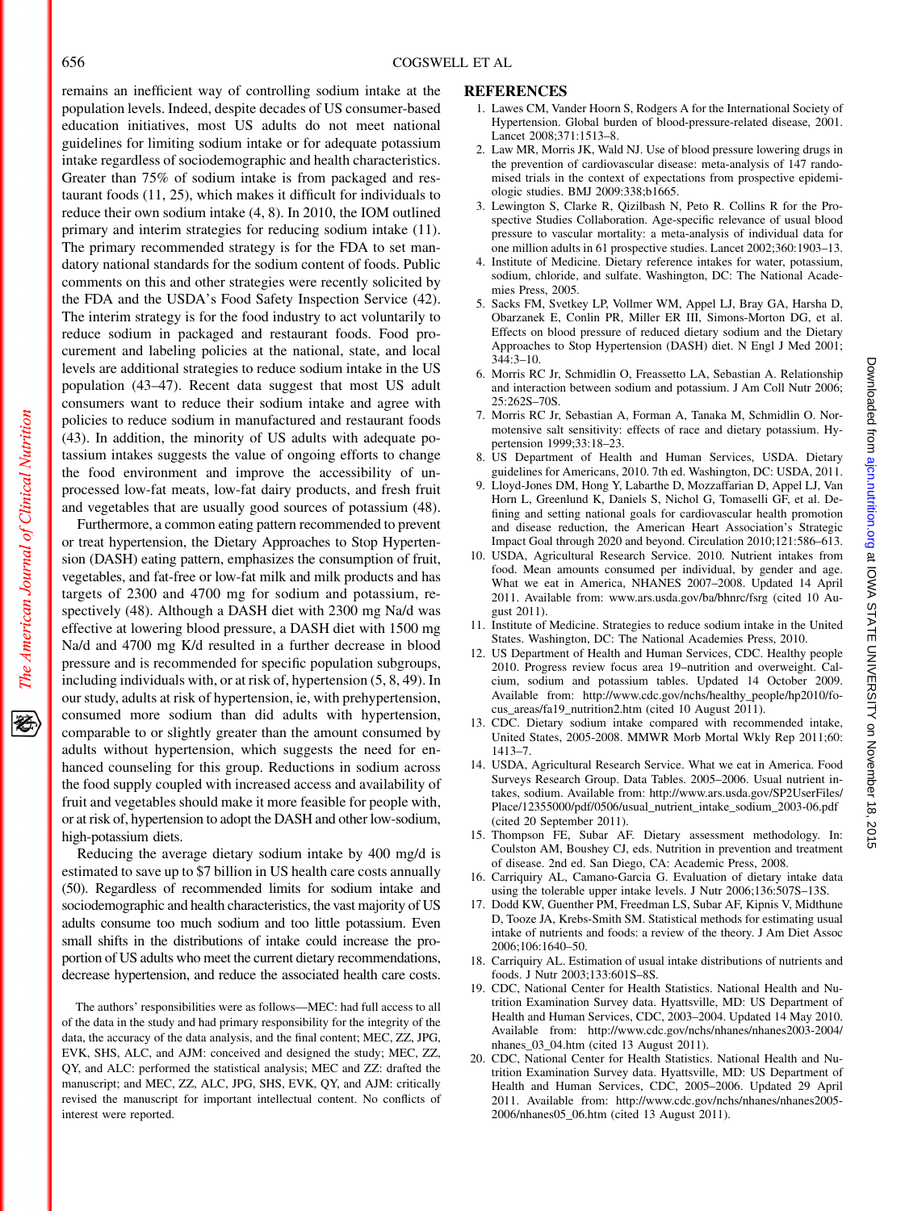remains an inefficient way of controlling sodium intake at the population levels. Indeed, despite decades of US consumer-based education initiatives, most US adults do not meet national guidelines for limiting sodium intake or for adequate potassium intake regardless of sociodemographic and health characteristics. Greater than 75% of sodium intake is from packaged and restaurant foods (11, 25), which makes it difficult for individuals to reduce their own sodium intake (4, 8). In 2010, the IOM outlined primary and interim strategies for reducing sodium intake (11). The primary recommended strategy is for the FDA to set mandatory national standards for the sodium content of foods. Public comments on this and other strategies were recently solicited by the FDA and the USDA's Food Safety Inspection Service (42). The interim strategy is for the food industry to act voluntarily to reduce sodium in packaged and restaurant foods. Food procurement and labeling policies at the national, state, and local levels are additional strategies to reduce sodium intake in the US population (43–47). Recent data suggest that most US adult consumers want to reduce their sodium intake and agree with policies to reduce sodium in manufactured and restaurant foods (43). In addition, the minority of US adults with adequate potassium intakes suggests the value of ongoing efforts to change the food environment and improve the accessibility of unprocessed low-fat meats, low-fat dairy products, and fresh fruit and vegetables that are usually good sources of potassium (48).

Furthermore, a common eating pattern recommended to prevent or treat hypertension, the Dietary Approaches to Stop Hypertension (DASH) eating pattern, emphasizes the consumption of fruit, vegetables, and fat-free or low-fat milk and milk products and has targets of 2300 and 4700 mg for sodium and potassium, respectively (48). Although a DASH diet with 2300 mg Na/d was effective at lowering blood pressure, a DASH diet with 1500 mg Na/d and 4700 mg K/d resulted in a further decrease in blood pressure and is recommended for specific population subgroups, including individuals with, or at risk of, hypertension (5, 8, 49). In our study, adults at risk of hypertension, ie, with prehypertension, consumed more sodium than did adults with hypertension, comparable to or slightly greater than the amount consumed by adults without hypertension, which suggests the need for enhanced counseling for this group. Reductions in sodium across the food supply coupled with increased access and availability of fruit and vegetables should make it more feasible for people with, or at risk of, hypertension to adopt the DASH and other low-sodium, high-potassium diets.

Reducing the average dietary sodium intake by 400 mg/d is estimated to save up to $7 billion in US health care costs annually (50). Regardless of recommended limits for sodium intake and sociodemographic and health characteristics, the vast majority of US adults consume too much sodium and too little potassium. Even small shifts in the distributions of intake could increase the proportion of US adults who meet the current dietary recommendations, decrease hypertension, and reduce the associated health care costs.

The authors' responsibilities were as follows—MEC: had full access to all of the data in the study and had primary responsibility for the integrity of the data, the accuracy of the data analysis, and the final content; MEC, ZZ, JPG, EVK, SHS, ALC, and AJM: conceived and designed the study; MEC, ZZ, QY, and ALC: performed the statistical analysis; MEC and ZZ: drafted the manuscript; and MEC, ZZ, ALC, JPG, SHS, EVK, QY, and AJM: critically revised the manuscript for important intellectual content. No conflicts of interest were reported.

## REFERENCES

1. Lawes CM, Vander Hoorn S, Rodgers A for the International Society of Hypertension. Global burden of blood-pressure-related disease, 2001. Lancet 2008;371:1513–8.
2. Law MR, Morris JK, Wald NJ. Use of blood pressure lowering drugs in the prevention of cardiovascular disease: meta-analysis of 147 randomised trials in the context of expectations from prospective epidemiologic studies. BMJ 2009:338;b1665.
3. Lewington S, Clarke R, Qizilbash N, Peto R. Collins R for the Prospective Studies Collaboration. Age-specific relevance of usual blood pressure to vascular mortality: a meta-analysis of individual data for one million adults in 61 prospective studies. Lancet 2002;360:1903–13.
4. Institute of Medicine. Dietary reference intakes for water, potassium, sodium, chloride, and sulfate. Washington, DC: The National Academies Press, 2005.
5. Sacks FM, Svetkey LP, Vollmer WM, Appel LJ, Bray GA, Harsha D, Obarzanek E, Conlin PR, Miller ER III, Simons-Morton DG, et al. Effects on blood pressure of reduced dietary sodium and the Dietary Approaches to Stop Hypertension (DASH) diet. N Engl J Med 2001; 344:3–10.
6. Morris RC Jr, Schmidlin O, Freassetto LA, Sebastian A. Relationship and interaction between sodium and potassium. J Am Coll Nutr 2006; 25:262S–70S.
7. Morris RC Jr, Sebastian A, Forman A, Tanaka M, Schmidlin O. Normotensive salt sensitivity: effects of race and dietary potassium. Hypertension 1999;33:18–23.
8. US Department of Health and Human Services, USDA. Dietary guidelines for Americans, 2010. 7th ed. Washington, DC: USDA, 2011.
9. Lloyd-Jones DM, Hong Y, Labarthe D, Mozzaffarian D, Appel LJ, Van Horn L, Greenlund K, Daniels S, Nichol G, Tomaselli GF, et al. Defining and setting national goals for cardiovascular health promotion and disease reduction, the American Heart Association's Strategic Impact Goal through 2020 and beyond. Circulation 2010;121:586–613.
10. USDA, Agricultural Research Service. 2010. Nutrient intakes from food. Mean amounts consumed per individual, by gender and age. What we eat in America, NHANES 2007–2008. Updated 14 April 2011. Available from: www.ars.usda.gov/ba/bhnrc/fsrg (cited 10 August 2011).
11. Institute of Medicine. Strategies to reduce sodium intake in the United States. Washington, DC: The National Academies Press, 2010.
12. US Department of Health and Human Services, CDC. Healthy people 2010. Progress review focus area 19–nutrition and overweight. Calcium, sodium and potassium tables. Updated 14 October 2009. Available from: http://www.cdc.gov/nchs/healthy_people/hp2010/focus_areas/fa19_nutrition2.htm (cited 10 August 2011).
13. CDC. Dietary sodium intake compared with recommended intake, United States, 2005-2008. MMWR Morb Mortal Wkly Rep 2011;60: 1413–7.
14. USDA, Agricultural Research Service. What we eat in America. Food Surveys Research Group. Data Tables. 2005–2006. Usual nutrient intakes, sodium. Available from: http://www.ars.usda.gov/SP2UserFiles/Place/12355000/pdf/0506/usual_nutrient_intake_sodium_2003-06.pdf (cited 20 September 2011).
15. Thompson FE, Subar AF. Dietary assessment methodology. In: Coulston AM, Boushey CJ, eds. Nutrition in prevention and treatment of disease. 2nd ed. San Diego, CA: Academic Press, 2008.
16. Carriquiry AL, Camano-Garcia G. Evaluation of dietary intake data using the tolerable upper intake levels. J Nutr 2006;136:507S–13S.
17. Dodd KW, Guenther PM, Freedman LS, Subar AF, Kipnis V, Midthune D, Tooze JA, Krebs-Smith SM. Statistical methods for estimating usual intake of nutrients and foods: a review of the theory. J Am Diet Assoc 2006;106:1640–50.
18. Carriquiry AL. Estimation of usual intake distributions of nutrients and foods. J Nutr 2003;133:601S–8S.
19. CDC, National Center for Health Statistics. National Health and Nutrition Examination Survey data. Hyattsville, MD: US Department of Health and Human Services, CDC, 2003–2004. Updated 14 May 2010. Available from: http://www.cdc.gov/nchs/nhanes/nhanes2003-2004/nhanes_03_04.htm (cited 13 August 2011).
20. CDC, National Center for Health Statistics. National Health and Nutrition Examination Survey data. Hyattsville, MD: US Department of Health and Human Services, CDC, 2005–2006. Updated 29 April 2011. Available from: http://www.cdc.gov/nchs/nhanes/nhanes2005-2006/nhanes05_06.htm (cited 13 August 2011).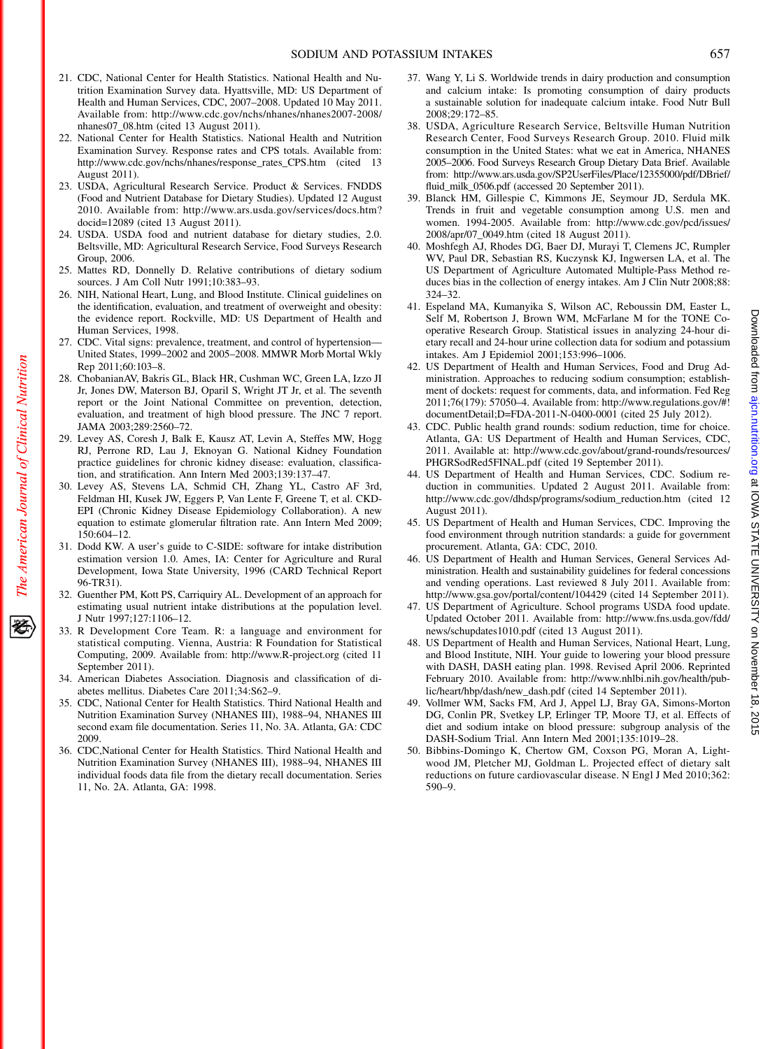21. CDC, National Center for Health Statistics. National Health and Nutrition Examination Survey data. Hyattsville, MD: US Department of Health and Human Services, CDC, 2007–2008. Updated 10 May 2011. Available from: http://www.cdc.gov/nchs/nhanes/nhanes2007-2008/nhanes07_08.htm (cited 13 August 2011).
22. National Center for Health Statistics. National Health and Nutrition Examination Survey. Response rates and CPS totals. Available from: http://www.cdc.gov/nchs/nhanes/response_rates_CPS.htm (cited 13 August 2011).
23. USDA, Agricultural Research Service. Product & Services. FNDDS (Food and Nutrient Database for Dietary Studies). Updated 12 August 2010. Available from: http://www.ars.usda.gov/services/docs.htm?docid=12089 (cited 13 August 2011).
24. USDA. USDA food and nutrient database for dietary studies, 2.0. Beltsville, MD: Agricultural Research Service, Food Surveys Research Group, 2006.
25. Mattes RD, Donnelly D. Relative contributions of dietary sodium sources. J Am Coll Nutr 1991;10:383–93.
26. NIH, National Heart, Lung, and Blood Institute. Clinical guidelines on the identification, evaluation, and treatment of overweight and obesity: the evidence report. Rockville, MD: US Department of Health and Human Services, 1998.
27. CDC. Vital signs: prevalence, treatment, and control of hypertension—United States, 1999–2002 and 2005–2008. MMWR Morb Mortal Wkly Rep 2011;60:103–8.
28. ChobanianAV, Bakris GL, Black HR, Cushman WC, Green LA, Izzo JI Jr, Jones DW, Materson BJ, Oparil S, Wright JT Jr, et al. The seventh report or the Joint National Committee on prevention, detection, evaluation, and treatment of high blood pressure. The JNC 7 report. JAMA 2003;289:2560–72.
29. Levey AS, Coresh J, Balk E, Kausz AT, Levin A, Steffes MW, Hogg RJ, Perrone RD, Lau J, Eknoyan G. National Kidney Foundation practice guidelines for chronic kidney disease: evaluation, classification, and stratification. Ann Intern Med 2003;139:137–47.
30. Levey AS, Stevens LA, Schmid CH, Zhang YL, Castro AF 3rd, Feldman HI, Kusek JW, Eggers P, Van Lente F, Greene T, et al. CKD-EPI (Chronic Kidney Disease Epidemiology Collaboration). A new equation to estimate glomerular filtration rate. Ann Intern Med 2009; 150:604–12.
31. Dodd KW. A user's guide to C-SIDE: software for intake distribution estimation version 1.0. Ames, IA: Center for Agriculture and Rural Development, Iowa State University, 1996 (CARD Technical Report 96-TR31).
32. Guenther PM, Kott PS, Carriquiry AL. Development of an approach for estimating usual nutrient intake distributions at the population level. J Nutr 1997;127:1106–12.
33. R Development Core Team. R: a language and environment for statistical computing. Vienna, Austria: R Foundation for Statistical Computing, 2009. Available from: http://www.R-project.org (cited 11 September 2011).
34. American Diabetes Association. Diagnosis and classification of diabetes mellitus. Diabetes Care 2011;34:S62–9.
35. CDC, National Center for Health Statistics. Third National Health and Nutrition Examination Survey (NHANES III), 1988–94, NHANES III second exam file documentation. Series 11, No. 3A. Atlanta, GA: CDC 2009.
36. CDC,National Center for Health Statistics. Third National Health and Nutrition Examination Survey (NHANES III), 1988–94, NHANES III individual foods data file from the dietary recall documentation. Series 11, No. 2A. Atlanta, GA: 1998.
37. Wang Y, Li S. Worldwide trends in dairy production and consumption and calcium intake: Is promoting consumption of dairy products a sustainable solution for inadequate calcium intake. Food Nutr Bull 2008;29:172–85.
38. USDA, Agriculture Research Service, Beltsville Human Nutrition Research Center, Food Surveys Research Group. 2010. Fluid milk consumption in the United States: what we eat in America, NHANES 2005–2006. Food Surveys Research Group Dietary Data Brief. Available from: http://www.ars.usda.gov/SP2UserFiles/Place/12355000/pdf/DBrief/fluid_milk_0506.pdf (accessed 20 September 2011).
39. Blanck HM, Gillespie C, Kimmons JE, Seymour JD, Serdula MK. Trends in fruit and vegetable consumption among U.S. men and women. 1994-2005. Available from: http://www.cdc.gov/pcd/issues/2008/apr/07_0049.htm (cited 18 August 2011).
40. Moshfegh AJ, Rhodes DG, Baer DJ, Murayi T, Clemens JC, Rumpler WV, Paul DR, Sebastian RS, Kuczynsk KJ, Ingwersen LA, et al. The US Department of Agriculture Automated Multiple-Pass Method reduces bias in the collection of energy intakes. Am J Clin Nutr 2008;88: 324–32.
41. Espeland MA, Kumanyika S, Wilson AC, Reboussin DM, Easter L, Self M, Robertson J, Brown WM, McFarlane M for the TONE Cooperative Research Group. Statistical issues in analyzing 24-hour dietary recall and 24-hour urine collection data for sodium and potassium intakes. Am J Epidemiol 2001;153:996–1006.
42. US Department of Health and Human Services, Food and Drug Administration. Approaches to reducing sodium consumption; establishment of dockets: request for comments, data, and information. Fed Reg 2011;76(179): 57050–4. Available from: http://www.regulations.gov/#!documentDetail;D=FDA-2011-N-0400-0001 (cited 25 July 2012).
43. CDC. Public health grand rounds: sodium reduction, time for choice. Atlanta, GA: US Department of Health and Human Services, CDC, 2011. Available at: http://www.cdc.gov/about/grand-rounds/resources/PHGRSodRed5FINAL.pdf (cited 19 September 2011).
44. US Department of Health and Human Services, CDC. Sodium reduction in communities. Updated 2 August 2011. Available from: http://www.cdc.gov/dhdsp/programs/sodium_reduction.htm (cited 12 August 2011).
45. US Department of Health and Human Services, CDC. Improving the food environment through nutrition standards: a guide for government procurement. Atlanta, GA: CDC, 2010.
46. US Department of Health and Human Services, General Services Administration. Health and sustainability guidelines for federal concessions and vending operations. Last reviewed 8 July 2011. Available from: http://www.gsa.gov/portal/content/104429 (cited 14 September 2011).
47. US Department of Agriculture. School programs USDA food update. Updated October 2011. Available from: http://www.fns.usda.gov/fdd/news/schupdates1010.pdf (cited 13 August 2011).
48. US Department of Health and Human Services, National Heart, Lung, and Blood Institute, NIH. Your guide to lowering your blood pressure with DASH, DASH eating plan. 1998. Revised April 2006. Reprinted February 2010. Available from: http://www.nhlbi.nih.gov/health/public/heart/hbp/dash/new_dash.pdf (cited 14 September 2011).
49. Vollmer WM, Sacks FM, Ard J, Appel LJ, Bray GA, Simons-Morton DG, Conlin PR, Svetkey LP, Erlinger TP, Moore TJ, et al. Effects of diet and sodium intake on blood pressure: subgroup analysis of the DASH-Sodium Trial. Ann Intern Med 2001;135:1019–28.
50. Bibbins-Domingo K, Chertow GM, Coxson PG, Moran A, Lightwood JM, Pletcher MJ, Goldman L. Projected effect of dietary salt reductions on future cardiovascular disease. N Engl J Med 2010;362: 590–9.